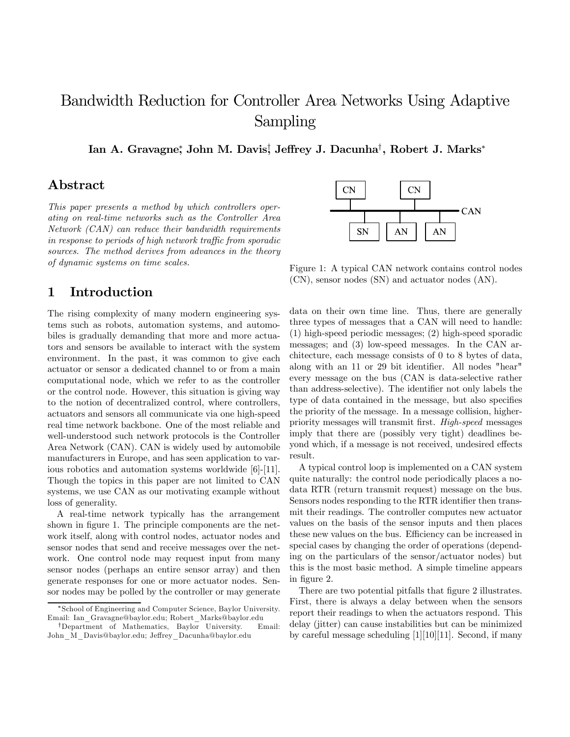# Bandwidth Reduction for Controller Area Networks Using Adaptive Sampling

**Ian A. Gravagne[*], John M. Davis[†], Jeffrey J. Dacunha[†], Robert J. Marks[*]**

## Abstract

*This paper presents a method by which controllers operating on real-time networks such as the Controller Area Network (CAN) can reduce their bandwidth requirements in response to periods of high network traffic from sporadic sources. The method derives from advances in the theory of dynamic systems on time scales.*

## 1 Introduction

The rising complexity of many modern engineering systems such as robots, automation systems, and automobiles is gradually demanding that more and more actuators and sensors be available to interact with the system environment. In the past, it was common to give each actuator or sensor a dedicated channel to or from a main computational node, which we refer to as the controller or the control node. However, this situation is giving way to the notion of decentralized control, where controllers, actuators and sensors all communicate via one high-speed real time network backbone. One of the most reliable and well-understood such network protocols is the Controller Area Network (CAN). CAN is widely used by automobile manufacturers in Europe, and has seen application to various robotics and automation systems worldwide [6]-[11]. Though the topics in this paper are not limited to CAN systems, we use CAN as our motivating example without loss of generality.

A real-time network typically has the arrangement shown in figure 1. The principle components are the network itself, along with control nodes, actuator nodes and sensor nodes that send and receive messages over the network. One control node may request input from many sensor nodes (perhaps an entire sensor array) and then generate responses for one or more actuator nodes. Sensor nodes may be polled by the controller or may generate data on their own time line. Thus, there are generally three types of messages that a CAN will need to handle: (1) high-speed periodic messages; (2) high-speed sporadic messages; and (3) low-speed messages. In the CAN architecture, each message consists of 0 to 8 bytes of data, along with an 11 or 29 bit identifier. All nodes "hear" every message on the bus (CAN is data-selective rather than address-selective). The identifier not only labels the type of data contained in the message, but also specifies the priority of the message. In a message collision, higher-priority messages will transmit first. *High-speed* messages imply that there are (possibly very tight) deadlines beyond which, if a message is not received, undesired effects result.

Figure 1: A typical CAN network contains control nodes (CN), sensor nodes (SN) and actuator nodes (AN).

A typical control loop is implemented on a CAN system quite naturally: the control node periodically places a no-data RTR (return transmit request) message on the bus. Sensors nodes responding to the RTR identifier then transmit their readings. The controller computes new actuator values on the basis of the sensor inputs and then places these new values on the bus. Efficiency can be increased in special cases by changing the order of operations (depending on the particulars of the sensor/actuator nodes) but this is the most basic method. A simple timeline appears in figure 2.

There are two potential pitfalls that figure 2 illustrates. First, there is always a delay between when the sensors report their readings to when the actuators respond. This delay (jitter) can cause instabilities but can be minimized by careful message scheduling [1][10][11]. Second, if many

---

[*] School of Engineering and Computer Science, Baylor University. Email: Ian_Gravagne@baylor.edu; Robert_Marks@baylor.edu

[†] Department of Mathematics, Baylor University. Email: John_M_Davis@baylor.edu; Jeffrey_Dacunha@baylor.edu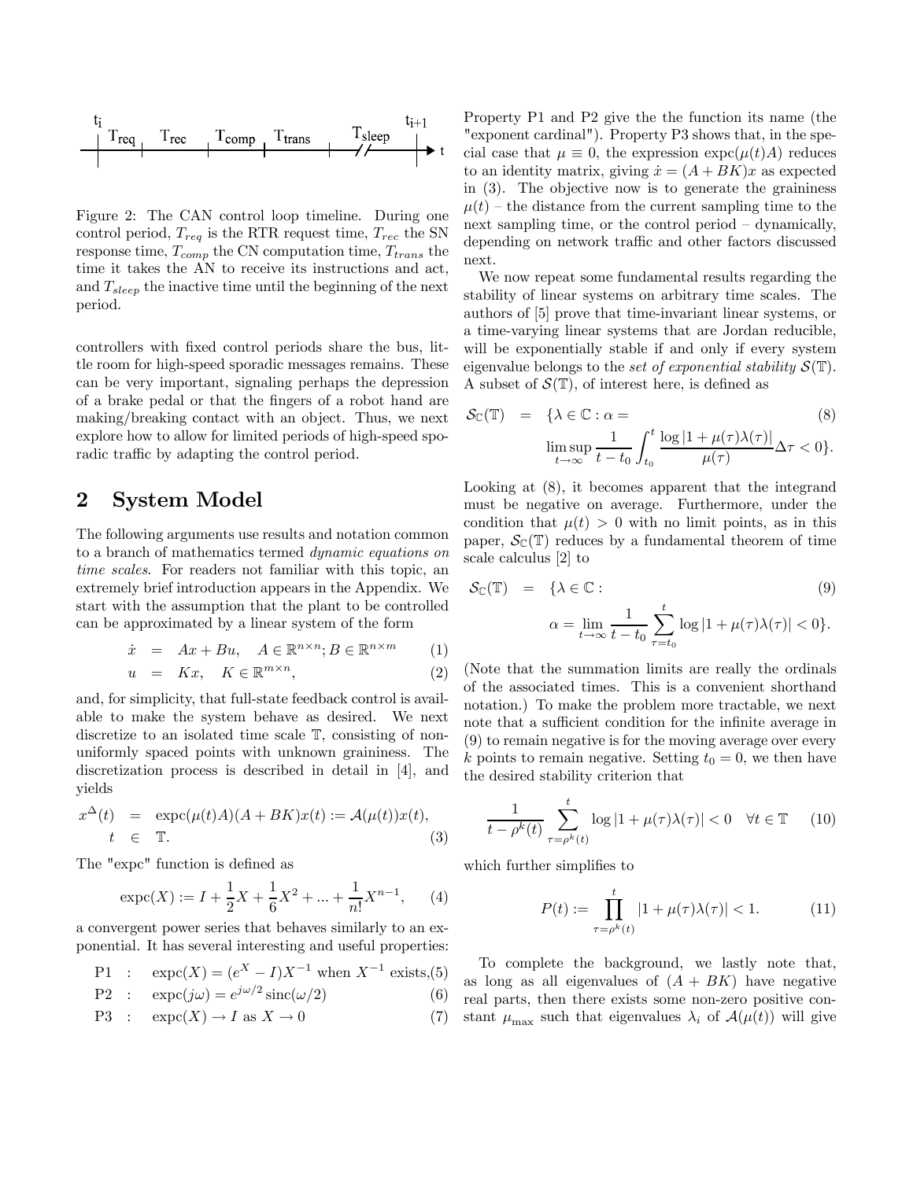$t_i$ $T_{req}$ $T_{rec}$ $T_{comp}$ $T_{trans}$ $T_{sleep}$ $t_{i+1}$ $t$

Figure 2: The CAN control loop timeline. During one control period, $T_{req}$ is the RTR request time, $T_{rec}$ the SN response time, $T_{comp}$ the CN computation time, $T_{trans}$ the time it takes the AN to receive its instructions and act, and $T_{sleep}$ the inactive time until the beginning of the next period.

controllers with fixed control periods share the bus, little room for high-speed sporadic messages remains. These can be very important, signaling perhaps the depression of a brake pedal or that the fingers of a robot hand are making/breaking contact with an object. Thus, we next explore how to allow for limited periods of high-speed sporadic traffic by adapting the control period.

## 2 System Model

The following arguments use results and notation common to a branch of mathematics termed *dynamic equations on time scales*. For readers not familiar with this topic, an extremely brief introduction appears in the Appendix. We start with the assumption that the plant to be controlled can be approximated by a linear system of the form

$$
\begin{aligned}
\dot{x} &= Ax + Bu, \quad A \in \mathbb{R}^{n \times n}; B \in \mathbb{R}^{n \times m} &(1)\\
u &= Kx, \quad K \in \mathbb{R}^{m \times n}, &(2)
\end{aligned}
$$

and, for simplicity, that full-state feedback control is available to make the system behave as desired. We next discretize to an isolated time scale $\mathbb{T}$, consisting of non-uniformly spaced points with unknown graininess. The discretization process is described in detail in [4], and yields

$$
\begin{aligned}
x^{\Delta}(t) &= \operatorname{expc}(\mu(t)A)(A + BK)x(t) := \mathcal{A}(\mu(t))x(t),\\
t &\in \mathbb{T}. &(3)
\end{aligned}
$$

The "expc" function is defined as

$$
\operatorname{expc}(X) := I + \frac{1}{2}X + \frac{1}{6}X^2 + \ldots + \frac{1}{n!}X^{n-1}, \quad (4)
$$

a convergent power series that behaves similarly to an exponential. It has several interesting and useful properties:

$$
\begin{aligned}
\text{P1} &: \quad \operatorname{expc}(X) = (e^X - I)X^{-1} \text{ when } X^{-1} \text{ exists}, &(5)\\
\text{P2} &: \quad \operatorname{expc}(j\omega) = e^{j\omega/2}\operatorname{sinc}(\omega/2) &(6)\\
\text{P3} &: \quad \operatorname{expc}(X) \to I \text{ as } X \to 0 &(7)
\end{aligned}
$$

Property P1 and P2 give the the function its name (the "exponent cardinal"). Property P3 shows that, in the special case that $\mu \equiv 0$, the expression $\operatorname{expc}(\mu(t)A)$ reduces to an identity matrix, giving $\dot{x} = (A + BK)x$ as expected in (3). The objective now is to generate the graininess $\mu(t)$ – the distance from the current sampling time to the next sampling time, or the control period – dynamically, depending on network traffic and other factors discussed next.

We now repeat some fundamental results regarding the stability of linear systems on arbitrary time scales. The authors of [5] prove that time-invariant linear systems, or a time-varying linear systems that are Jordan reducible, will be exponentially stable if and only if every system eigenvalue belongs to the *set of exponential stability* $\mathcal{S}(\mathbb{T})$. A subset of $\mathcal{S}(\mathbb{T})$, of interest here, is defined as

$$
\begin{aligned}
\mathcal{S}_{\mathbb{C}}(\mathbb{T}) = \{\lambda \in \mathbb{C} : \alpha = &\quad (8)\\
\limsup_{t \to \infty} \frac{1}{t - t_0} \int_{t_0}^{t} \frac{\log|1 + \mu(\tau)\lambda(\tau)|}{\mu(\tau)} \Delta\tau < 0\}.
\end{aligned}
$$

Looking at (8), it becomes apparent that the integrand must be negative on average. Furthermore, under the condition that $\mu(t) > 0$ with no limit points, as in this paper, $\mathcal{S}_{\mathbb{C}}(\mathbb{T})$ reduces by a fundamental theorem of time scale calculus [2] to

$$
\begin{aligned}
\mathcal{S}_{\mathbb{C}}(\mathbb{T}) = \{\lambda \in \mathbb{C} : &\quad (9)\\
\alpha = \lim_{t \to \infty} \frac{1}{t - t_0} \sum_{\tau = t_0}^{t} \log|1 + \mu(\tau)\lambda(\tau)| < 0\}.
\end{aligned}
$$

(Note that the summation limits are really the ordinals of the associated times. This is a convenient shorthand notation.) To make the problem more tractable, we next note that a sufficient condition for the infinite average in (9) to remain negative is for the moving average over every $k$ points to remain negative. Setting $t_0 = 0$, we then have the desired stability criterion that

$$
\frac{1}{t - \rho^k(t)} \sum_{\tau = \rho^k(t)}^{t} \log|1 + \mu(\tau)\lambda(\tau)| < 0 \quad \forall t \in \mathbb{T} \quad (10)
$$

which further simplifies to

$$
P(t) := \prod_{\tau = \rho^k(t)}^{t} |1 + \mu(\tau)\lambda(\tau)| < 1. \quad (11)
$$

To complete the background, we lastly note that, as long as all eigenvalues of $(A + BK)$ have negative real parts, then there exists some non-zero positive constant $\mu_{\max}$ such that eigenvalues $\lambda_i$ of $\mathcal{A}(\mu(t))$ will give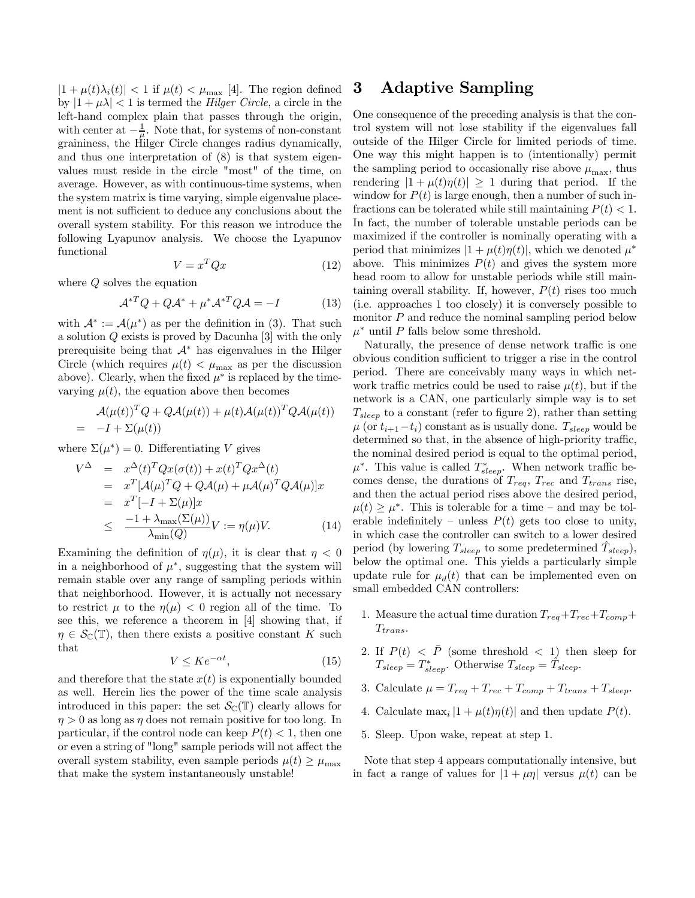$|1 + \mu(t)\lambda_i(t)| < 1$ if $\mu(t) < \mu_{\max}$ [4]. The region defined by $|1 + \mu\lambda| < 1$ is termed the *Hilger Circle*, a circle in the left-hand complex plain that passes through the origin, with center at $-\frac{1}{\mu}$. Note that, for systems of non-constant graininess, the Hilger Circle changes radius dynamically, and thus one interpretation of (8) is that system eigenvalues must reside in the circle "most" of the time, on average. However, as with continuous-time systems, when the system matrix is time varying, simple eigenvalue placement is not sufficient to deduce any conclusions about the overall system stability. For this reason we introduce the following Lyapunov analysis. We choose the Lyapunov functional

$$V = x^T Q x \tag{12}$$

where $Q$ solves the equation

$$\mathcal{A}^{*T} Q + Q\mathcal{A}^* + \mu^* \mathcal{A}^{*T} Q \mathcal{A} = -I \tag{13}$$

with $\mathcal{A}^* := \mathcal{A}(\mu^*)$ as per the definition in (3). That such a solution $Q$ exists is proved by Dacunha [3] with the only prerequisite being that $\mathcal{A}^*$ has eigenvalues in the Hilger Circle (which requires $\mu(t) < \mu_{\max}$ as per the discussion above). Clearly, when the fixed $\mu^*$ is replaced by the time-varying $\mu(t)$, the equation above then becomes

$$\begin{aligned} & \mathcal{A}(\mu(t))^T Q + Q\mathcal{A}(\mu(t)) + \mu(t)\mathcal{A}(\mu(t))^T Q \mathcal{A}(\mu(t)) \\ = & \; -I + \Sigma(\mu(t)) \end{aligned}$$

where $\Sigma(\mu^*) = 0$. Differentiating $V$ gives

$$\begin{aligned} V^\Delta &= x^\Delta(t)^T Q x(\sigma(t)) + x(t)^T Q x^\Delta(t) \\ &= x^T[\mathcal{A}(\mu)^T Q + Q\mathcal{A}(\mu) + \mu\mathcal{A}(\mu)^T Q \mathcal{A}(\mu)]x \\ &= x^T[-I + \Sigma(\mu)]x \\ &\leq \frac{-1 + \lambda_{\max}(\Sigma(\mu))}{\lambda_{\min}(Q)} V := \eta(\mu) V. \end{aligned} \tag{14}$$

Examining the definition of $\eta(\mu)$, it is clear that $\eta < 0$ in a neighborhood of $\mu^*$, suggesting that the system will remain stable over any range of sampling periods within that neighborhood. However, it is actually not necessary to restrict $\mu$ to the $\eta(\mu) < 0$ region all of the time. To see this, we reference a theorem in [4] showing that, if $\eta \in \mathcal{S}_{\mathbb{C}}(\mathbb{T})$, then there exists a positive constant $K$ such that

$$V \leq K e^{-\alpha t}, \tag{15}$$

and therefore that the state $x(t)$ is exponentially bounded as well. Herein lies the power of the time scale analysis introduced in this paper: the set $\mathcal{S}_{\mathbb{C}}(\mathbb{T})$ clearly allows for $\eta > 0$ as long as $\eta$ does not remain positive for too long. In particular, if the control node can keep $P(t) < 1$, then one or even a string of "long" sample periods will not affect the overall system stability, even sample periods $\mu(t) \geq \mu_{\max}$ that make the system instantaneously unstable!

# 3 Adaptive Sampling

One consequence of the preceding analysis is that the control system will not lose stability if the eigenvalues fall outside of the Hilger Circle for limited periods of time. One way this might happen is to (intentionally) permit the sampling period to occasionally rise above $\mu_{\max}$, thus rendering $|1 + \mu(t)\eta(t)| \geq 1$ during that period. If the window for $P(t)$ is large enough, then a number of such infractions can be tolerated while still maintaining $P(t) < 1$. In fact, the number of tolerable unstable periods can be maximized if the controller is nominally operating with a period that minimizes $|1 + \mu(t)\eta(t)|$, which we denoted $\mu^*$ above. This minimizes $P(t)$ and gives the system more head room to allow for unstable periods while still maintaining overall stability. If, however, $P(t)$ rises too much (i.e. approaches 1 too closely) it is conversely possible to monitor $P$ and reduce the nominal sampling period below $\mu^*$ until $P$ falls below some threshold.

Naturally, the presence of dense network traffic is one obvious condition sufficient to trigger a rise in the control period. There are conceivably many ways in which network traffic metrics could be used to raise $\mu(t)$, but if the network is a CAN, one particularly simple way is to set $T_{sleep}$ to a constant (refer to figure 2), rather than setting $\mu$ (or $t_{i+1} - t_i$) constant as is usually done. $T_{sleep}$ would be determined so that, in the absence of high-priority traffic, the nominal desired period is equal to the optimal period, $\mu^*$. This value is called $T^*_{sleep}$. When network traffic becomes dense, the durations of $T_{req}$, $T_{rec}$ and $T_{trans}$ rise, and then the actual period rises above the desired period, $\mu(t) \geq \mu^*$. This is tolerable for a time – and may be tolerable indefinitely – unless $P(t)$ gets too close to unity, in which case the controller can switch to a lower desired period (by lowering $T_{sleep}$ to some predetermined $\hat{T}_{sleep}$), below the optimal one. This yields a particularly simple update rule for $\mu_d(t)$ that can be implemented even on small embedded CAN controllers:

1. Measure the actual time duration $T_{req} + T_{rec} + T_{comp} + T_{trans}$.
2. If $P(t) < \bar{P}$ (some threshold $< 1$) then sleep for $T_{sleep} = T^*_{sleep}$. Otherwise $T_{sleep} = \hat{T}_{sleep}$.
3. Calculate $\mu = T_{req} + T_{rec} + T_{comp} + T_{trans} + T_{sleep}$.
4. Calculate $\max_i |1 + \mu(t)\eta(t)|$ and then update $P(t)$.
5. Sleep. Upon wake, repeat at step 1.

Note that step 4 appears computationally intensive, but in fact a range of values for $|1 + \mu\eta|$ versus $\mu(t)$ can be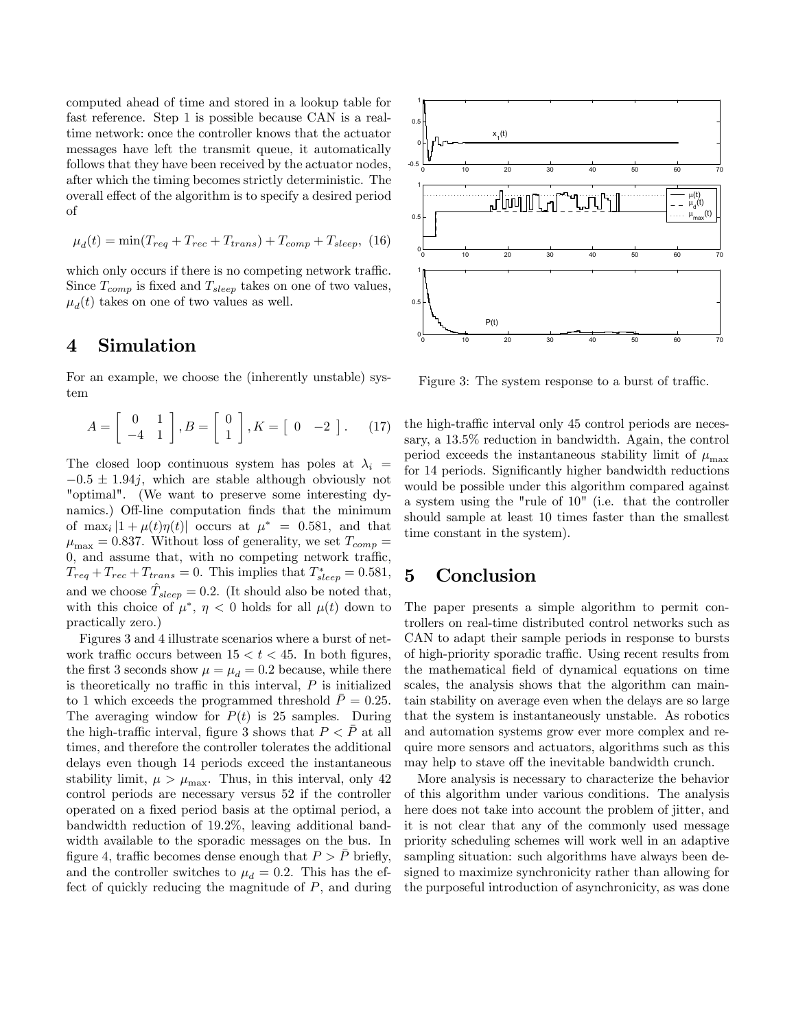computed ahead of time and stored in a lookup table for fast reference. Step 1 is possible because CAN is a real-time network: once the controller knows that the actuator messages have left the transmit queue, it automatically follows that they have been received by the actuator nodes, after which the timing becomes strictly deterministic. The overall effect of the algorithm is to specify a desired period of

$$\mu_d(t) = \min(T_{req} + T_{rec} + T_{trans}) + T_{comp} + T_{sleep}, \quad (16)$$

which only occurs if there is no competing network traffic. Since $T_{comp}$ is fixed and $T_{sleep}$ takes on one of two values, $\mu_d(t)$ takes on one of two values as well.

# 4 Simulation

For an example, we choose the (inherently unstable) system

$$A = \begin{bmatrix} 0 & 1 \\ -4 & 1 \end{bmatrix}, B = \begin{bmatrix} 0 \\ 1 \end{bmatrix}, K = \begin{bmatrix} 0 & -2 \end{bmatrix}. \quad (17)$$

The closed loop continuous system has poles at $\lambda_i = -0.5 \pm 1.94j$, which are stable although obviously not "optimal". (We want to preserve some interesting dynamics.) Off-line computation finds that the minimum of $\max_i |1 + \mu(t)\eta(t)|$ occurs at $\mu^* = 0.581$, and that $\mu_{\max} = 0.837$. Without loss of generality, we set $T_{comp} = 0$, and assume that, with no competing network traffic, $T_{req} + T_{rec} + T_{trans} = 0$. This implies that $T^*_{sleep} = 0.581$, and we choose $\hat{T}_{sleep} = 0.2$. (It should also be noted that, with this choice of $\mu^*$, $\eta < 0$ holds for all $\mu(t)$ down to practically zero.)

Figures 3 and 4 illustrate scenarios where a burst of network traffic occurs between $15 < t < 45$. In both figures, the first 3 seconds show $\mu = \mu_d = 0.2$ because, while there is theoretically no traffic in this interval, $P$ is initialized to 1 which exceeds the programmed threshold $\bar{P} = 0.25$. The averaging window for $P(t)$ is 25 samples. During the high-traffic interval, figure 3 shows that $P < \bar{P}$ at all times, and therefore the controller tolerates the additional delays even though 14 periods exceed the instantaneous stability limit, $\mu > \mu_{\max}$. Thus, in this interval, only 42 control periods are necessary versus 52 if the controller operated on a fixed period basis at the optimal period, a bandwidth reduction of 19.2%, leaving additional bandwidth available to the sporadic messages on the bus. In figure 4, traffic becomes dense enough that $P > \bar{P}$ briefly, and the controller switches to $\mu_d = 0.2$. This has the effect of quickly reducing the magnitude of $P$, and during the high-traffic interval only 45 control periods are necessary, a 13.5% reduction in bandwidth. Again, the control period exceeds the instantaneous stability limit of $\mu_{\max}$ for 14 periods. Significantly higher bandwidth reductions would be possible under this algorithm compared against a system using the "rule of 10" (i.e. that the controller should sample at least 10 times faster than the smallest time constant in the system).

Figure 3: The system response to a burst of traffic.

# 5 Conclusion

The paper presents a simple algorithm to permit controllers on real-time distributed control networks such as CAN to adapt their sample periods in response to bursts of high-priority sporadic traffic. Using recent results from the mathematical field of dynamical equations on time scales, the analysis shows that the algorithm can maintain stability on average even when the delays are so large that the system is instantaneously unstable. As robotics and automation systems grow ever more complex and require more sensors and actuators, algorithms such as this may help to stave off the inevitable bandwidth crunch.

More analysis is necessary to characterize the behavior of this algorithm under various conditions. The analysis here does not take into account the problem of jitter, and it is not clear that any of the commonly used message priority scheduling schemes will work well in an adaptive sampling situation: such algorithms have always been designed to maximize synchronicity rather than allowing for the purposeful introduction of asynchronicity, as was done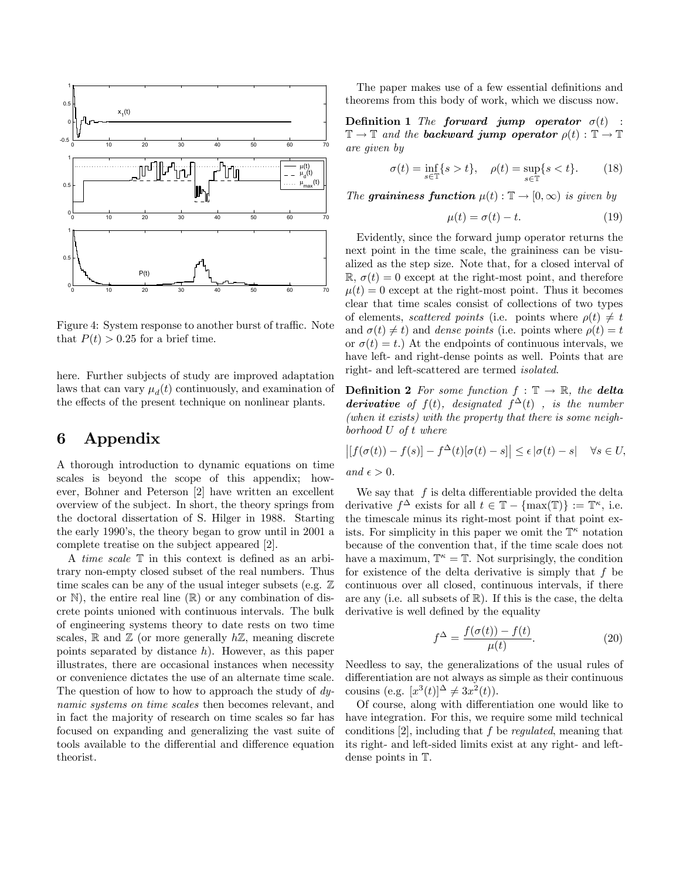Figure 4: System response to another burst of traffic. Note that $P(t) > 0.25$ for a brief time.

here. Further subjects of study are improved adaptation laws that can vary $\mu_d(t)$ continuously, and examination of the effects of the present technique on nonlinear plants.

# 6 Appendix

A thorough introduction to dynamic equations on time scales is beyond the scope of this appendix; however, Bohner and Peterson [2] have written an excellent overview of the subject. In short, the theory springs from the doctoral dissertation of S. Hilger in 1988. Starting the early 1990's, the theory began to grow until in 2001 a complete treatise on the subject appeared [2].

A *time scale* $\mathbb{T}$ in this context is defined as an arbitrary non-empty closed subset of the real numbers. Thus time scales can be any of the usual integer subsets (e.g. $\mathbb{Z}$ or $\mathbb{N}$), the entire real line ($\mathbb{R}$) or any combination of discrete points unioned with continuous intervals. The bulk of engineering systems theory to date rests on two time scales, $\mathbb{R}$ and $\mathbb{Z}$ (or more generally $h\mathbb{Z}$, meaning discrete points separated by distance $h$). However, as this paper illustrates, there are occasional instances when necessity or convenience dictates the use of an alternate time scale. The question of how to how to approach the study of *dynamic systems on time scales* then becomes relevant, and in fact the majority of research on time scales so far has focused on expanding and generalizing the vast suite of tools available to the differential and difference equation theorist.

The paper makes use of a few essential definitions and theorems from this body of work, which we discuss now.

**Definition 1** *The **forward jump operator** $\sigma(t) : \mathbb{T} \to \mathbb{T}$ and the **backward jump operator** $\rho(t) : \mathbb{T} \to \mathbb{T}$ are given by*

$$\sigma(t) = \inf_{s \in \mathbb{T}} \{s > t\}, \quad \rho(t) = \sup_{s \in \mathbb{T}} \{s < t\}. \tag{18}$$

*The **graininess function** $\mu(t) : \mathbb{T} \to [0, \infty)$ is given by*

$$\mu(t) = \sigma(t) - t. \tag{19}$$

Evidently, since the forward jump operator returns the next point in the time scale, the graininess can be visualized as the step size. Note that, for a closed interval of $\mathbb{R}$, $\sigma(t) = 0$ except at the right-most point, and therefore $\mu(t) = 0$ except at the right-most point. Thus it becomes clear that time scales consist of collections of two types of elements, *scattered points* (i.e. points where $\rho(t) \neq t$ and $\sigma(t) \neq t$) and *dense points* (i.e. points where $\rho(t) = t$ or $\sigma(t) = t$.) At the endpoints of continuous intervals, we have left- and right-dense points as well. Points that are right- and left-scattered are termed *isolated*.

**Definition 2** *For some function $f : \mathbb{T} \to \mathbb{R}$, the **delta derivative** of $f(t)$, designated $f^{\Delta}(t)$ , is the number (when it exists) with the property that there is some neighborhood $U$ of $t$ where*

$$\left|[f(\sigma(t)) - f(s)] - f^{\Delta}(t)[\sigma(t) - s]\right| \leq \epsilon \left|\sigma(t) - s\right| \quad \forall s \in U,$$

*and $\epsilon > 0$.*

We say that $f$ is delta differentiable provided the delta derivative $f^{\Delta}$ exists for all $t \in \mathbb{T} - \{\max(\mathbb{T})\} := \mathbb{T}^{\kappa}$, i.e. the timescale minus its right-most point if that point exists. For simplicity in this paper we omit the $\mathbb{T}^{\kappa}$ notation because of the convention that, if the time scale does not have a maximum, $\mathbb{T}^{\kappa} = \mathbb{T}$. Not surprisingly, the condition for existence of the delta derivative is simply that $f$ be continuous over all closed, continuous intervals, if there are any (i.e. all subsets of $\mathbb{R}$). If this is the case, the delta derivative is well defined by the equality

$$f^{\Delta} = \frac{f(\sigma(t)) - f(t)}{\mu(t)}. \tag{20}$$

Needless to say, the generalizations of the usual rules of differentiation are not always as simple as their continuous cousins (e.g. $[x^3(t)]^{\Delta} \neq 3x^2(t)$).

Of course, along with differentiation one would like to have integration. For this, we require some mild technical conditions [2], including that $f$ be *regulated*, meaning that its right- and left-sided limits exist at any right- and left-dense points in $\mathbb{T}$.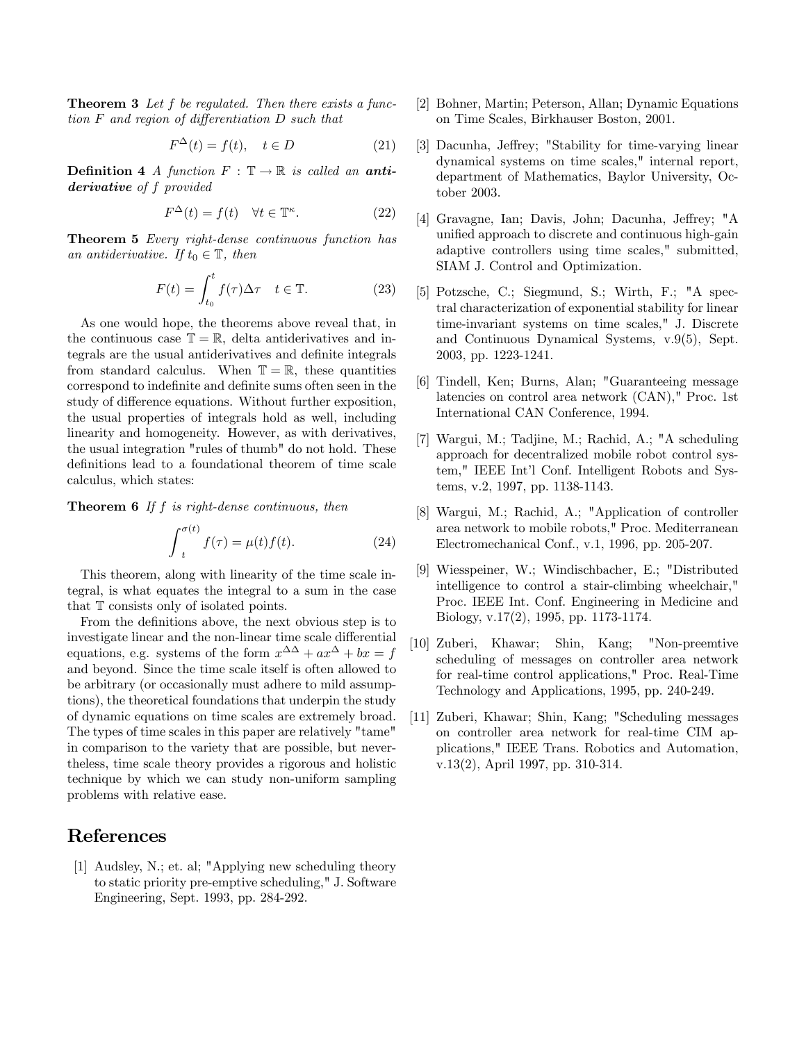**Theorem 3** *Let $f$ be regulated. Then there exists a function $F$ and region of differentiation $D$ such that*

$$F^{\Delta}(t) = f(t), \quad t \in D \tag{21}$$

**Definition 4** *A function $F : \mathbb{T} \to \mathbb{R}$ is called an* ***antiderivative*** *of $f$ provided*

$$F^{\Delta}(t) = f(t) \quad \forall t \in \mathbb{T}^{\kappa}. \tag{22}$$

**Theorem 5** *Every right-dense continuous function has an antiderivative. If $t_0 \in \mathbb{T}$, then*

$$F(t) = \int_{t_0}^{t} f(\tau)\Delta\tau \quad t \in \mathbb{T}. \tag{23}$$

As one would hope, the theorems above reveal that, in the continuous case $\mathbb{T} = \mathbb{R}$, delta antiderivatives and integrals are the usual antiderivatives and definite integrals from standard calculus. When $\mathbb{T} = \mathbb{R}$, these quantities correspond to indefinite and definite sums often seen in the study of difference equations. Without further exposition, the usual properties of integrals hold as well, including linearity and homogeneity. However, as with derivatives, the usual integration "rules of thumb" do not hold. These definitions lead to a foundational theorem of time scale calculus, which states:

**Theorem 6** *If $f$ is right-dense continuous, then*

$$\int_{t}^{\sigma(t)} f(\tau) = \mu(t)f(t). \tag{24}$$

This theorem, along with linearity of the time scale integral, is what equates the integral to a sum in the case that $\mathbb{T}$ consists only of isolated points.

From the definitions above, the next obvious step is to investigate linear and the non-linear time scale differential equations, e.g. systems of the form $x^{\Delta\Delta} + ax^{\Delta} + bx = f$ and beyond. Since the time scale itself is often allowed to be arbitrary (or occasionally must adhere to mild assumptions), the theoretical foundations that underpin the study of dynamic equations on time scales are extremely broad. The types of time scales in this paper are relatively "tame" in comparison to the variety that are possible, but nevertheless, time scale theory provides a rigorous and holistic technique by which we can study non-uniform sampling problems with relative ease.

# References

[1] Audsley, N.; et. al; "Applying new scheduling theory to static priority pre-emptive scheduling," J. Software Engineering, Sept. 1993, pp. 284-292.

[2] Bohner, Martin; Peterson, Allan; Dynamic Equations on Time Scales, Birkhauser Boston, 2001.

[3] Dacunha, Jeffrey; "Stability for time-varying linear dynamical systems on time scales," internal report, department of Mathematics, Baylor University, October 2003.

[4] Gravagne, Ian; Davis, John; Dacunha, Jeffrey; "A unified approach to discrete and continuous high-gain adaptive controllers using time scales," submitted, SIAM J. Control and Optimization.

[5] Potzsche, C.; Siegmund, S.; Wirth, F.; "A spectral characterization of exponential stability for linear time-invariant systems on time scales," J. Discrete and Continuous Dynamical Systems, v.9(5), Sept. 2003, pp. 1223-1241.

[6] Tindell, Ken; Burns, Alan; "Guaranteeing message latencies on control area network (CAN)," Proc. 1st International CAN Conference, 1994.

[7] Wargui, M.; Tadjine, M.; Rachid, A.; "A scheduling approach for decentralized mobile robot control system," IEEE Int'l Conf. Intelligent Robots and Systems, v.2, 1997, pp. 1138-1143.

[8] Wargui, M.; Rachid, A.; "Application of controller area network to mobile robots," Proc. Mediterranean Electromechanical Conf., v.1, 1996, pp. 205-207.

[9] Wiesspeiner, W.; Windischbacher, E.; "Distributed intelligence to control a stair-climbing wheelchair," Proc. IEEE Int. Conf. Engineering in Medicine and Biology, v.17(2), 1995, pp. 1173-1174.

[10] Zuberi, Khawar; Shin, Kang; "Non-preemtive scheduling of messages on controller area network for real-time control applications," Proc. Real-Time Technology and Applications, 1995, pp. 240-249.

[11] Zuberi, Khawar; Shin, Kang; "Scheduling messages on controller area network for real-time CIM applications," IEEE Trans. Robotics and Automation, v.13(2), April 1997, pp. 310-314.